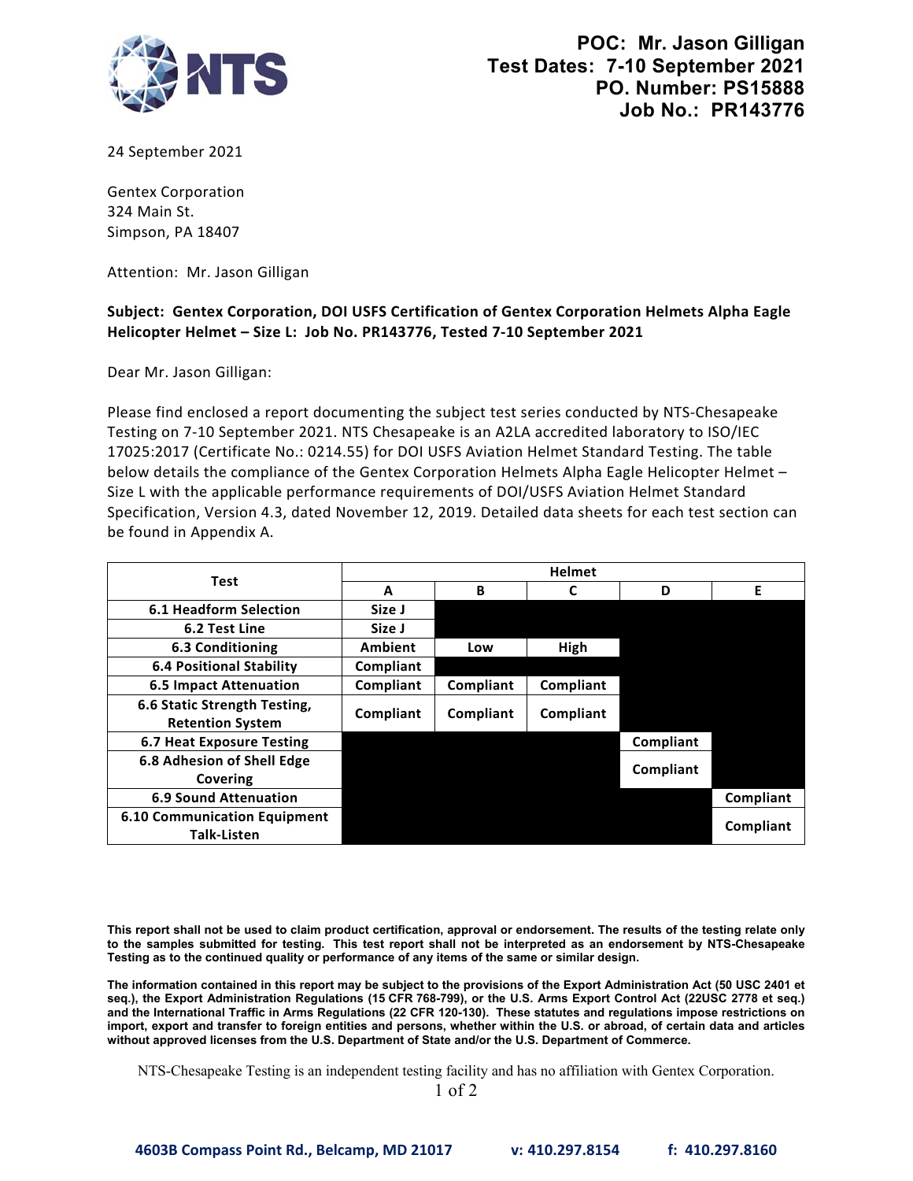**POC: Mr. Jason Gilligan**
**Test Dates: 7-10 September 2021**
**PO. Number: PS15888**
**Job No.: PR143776**

24 September 2021

Gentex Corporation
324 Main St.
Simpson, PA 18407

Attention: Mr. Jason Gilligan

**Subject: Gentex Corporation, DOI USFS Certification of Gentex Corporation Helmets Alpha Eagle Helicopter Helmet – Size L: Job No. PR143776, Tested 7-10 September 2021**

Dear Mr. Jason Gilligan:

Please find enclosed a report documenting the subject test series conducted by NTS-Chesapeake Testing on 7-10 September 2021. NTS Chesapeake is an A2LA accredited laboratory to ISO/IEC 17025:2017 (Certificate No.: 0214.55) for DOI USFS Aviation Helmet Standard Testing. The table below details the compliance of the Gentex Corporation Helmets Alpha Eagle Helicopter Helmet – Size L with the applicable performance requirements of DOI/USFS Aviation Helmet Standard Specification, Version 4.3, dated November 12, 2019. Detailed data sheets for each test section can be found in Appendix A.

| Test | Helmet | | | | |
|---|---|---|---|---|---|
| | A | B | C | D | E |
| 6.1 Headform Selection | Size J | | | | |
| 6.2 Test Line | Size J | | | | |
| 6.3 Conditioning | Ambient | Low | High | | |
| 6.4 Positional Stability | Compliant | | | | |
| 6.5 Impact Attenuation | Compliant | Compliant | Compliant | | |
| 6.6 Static Strength Testing, Retention System | Compliant | Compliant | Compliant | | |
| 6.7 Heat Exposure Testing | | | | Compliant | |
| 6.8 Adhesion of Shell Edge Covering | | | | Compliant | |
| 6.9 Sound Attenuation | | | | | Compliant |
| 6.10 Communication Equipment Talk-Listen | | | | | Compliant |

**This report shall not be used to claim product certification, approval or endorsement. The results of the testing relate only to the samples submitted for testing. This test report shall not be interpreted as an endorsement by NTS-Chesapeake Testing as to the continued quality or performance of any items of the same or similar design.**

**The information contained in this report may be subject to the provisions of the Export Administration Act (50 USC 2401 et seq.), the Export Administration Regulations (15 CFR 768-799), or the U.S. Arms Export Control Act (22USC 2778 et seq.) and the International Traffic in Arms Regulations (22 CFR 120-130). These statutes and regulations impose restrictions on import, export and transfer to foreign entities and persons, whether within the U.S. or abroad, of certain data and articles without approved licenses from the U.S. Department of State and/or the U.S. Department of Commerce.**

NTS-Chesapeake Testing is an independent testing facility and has no affiliation with Gentex Corporation.

**4603B Compass Point Rd., Belcamp, MD 21017 v: 410.297.8154 f: 410.297.8160**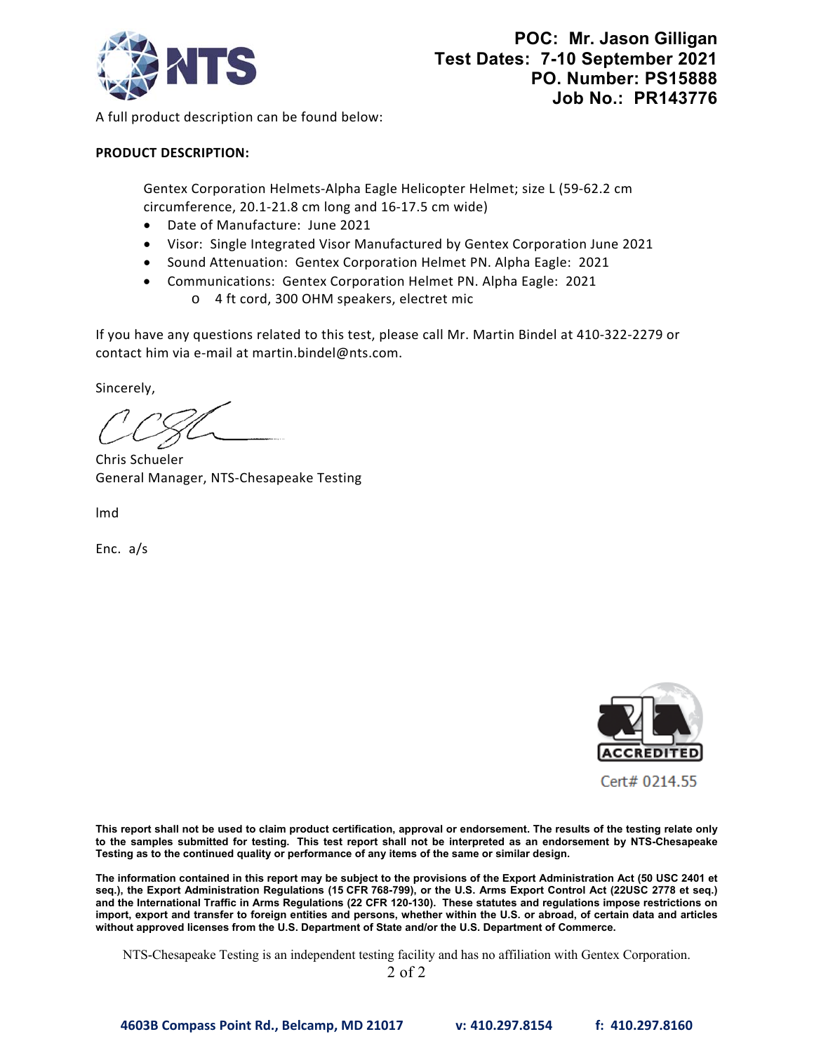**POC: Mr. Jason Gilligan**
**Test Dates: 7-10 September 2021**
**PO. Number: PS15888**
**Job No.: PR143776**

A full product description can be found below:

**PRODUCT DESCRIPTION:**

Gentex Corporation Helmets-Alpha Eagle Helicopter Helmet; size L (59-62.2 cm circumference, 20.1-21.8 cm long and 16-17.5 cm wide)

- Date of Manufacture: June 2021
- Visor: Single Integrated Visor Manufactured by Gentex Corporation June 2021
- Sound Attenuation: Gentex Corporation Helmet PN. Alpha Eagle: 2021
- Communications: Gentex Corporation Helmet PN. Alpha Eagle: 2021
  - 4 ft cord, 300 OHM speakers, electret mic

If you have any questions related to this test, please call Mr. Martin Bindel at 410-322-2279 or contact him via e-mail at martin.bindel@nts.com.

Sincerely,

Chris Schueler
General Manager, NTS-Chesapeake Testing

lmd

Enc. a/s

ACCREDITED
Cert# 0214.55

**This report shall not be used to claim product certification, approval or endorsement. The results of the testing relate only to the samples submitted for testing. This test report shall not be interpreted as an endorsement by NTS-Chesapeake Testing as to the continued quality or performance of any items of the same or similar design.**

**The information contained in this report may be subject to the provisions of the Export Administration Act (50 USC 2401 et seq.), the Export Administration Regulations (15 CFR 768-799), or the U.S. Arms Export Control Act (22USC 2778 et seq.) and the International Traffic in Arms Regulations (22 CFR 120-130). These statutes and regulations impose restrictions on import, export and transfer to foreign entities and persons, whether within the U.S. or abroad, of certain data and articles without approved licenses from the U.S. Department of State and/or the U.S. Department of Commerce.**

NTS-Chesapeake Testing is an independent testing facility and has no affiliation with Gentex Corporation.

**4603B Compass Point Rd., Belcamp, MD 21017** **v: 410.297.8154** **f: 410.297.8160**